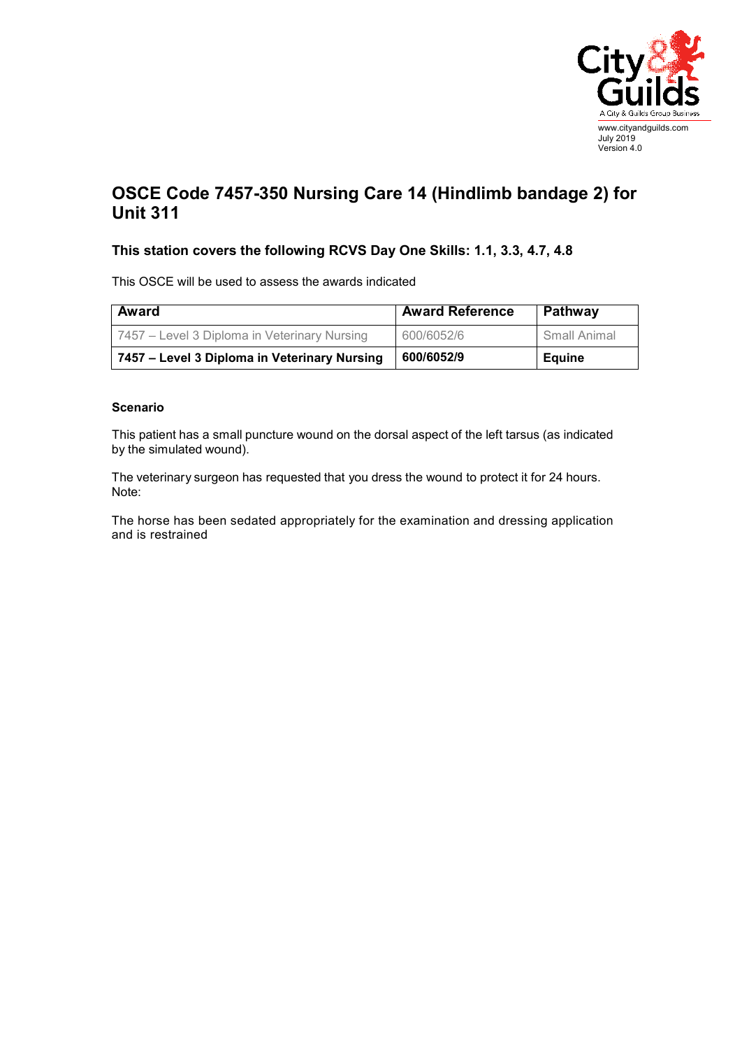www.cityandguilds.com
July 2019
Version 4.0

# OSCE Code 7457-350 Nursing Care 14 (Hindlimb bandage 2) for Unit 311

### This station covers the following RCVS Day One Skills: 1.1, 3.3, 4.7, 4.8

This OSCE will be used to assess the awards indicated

| Award | Award Reference | Pathway |
|---|---|---|
| 7457 – Level 3 Diploma in Veterinary Nursing | 600/6052/6 | Small Animal |
| **7457 – Level 3 Diploma in Veterinary Nursing** | **600/6052/9** | **Equine** |

**Scenario**

This patient has a small puncture wound on the dorsal aspect of the left tarsus (as indicated by the simulated wound).

The veterinary surgeon has requested that you dress the wound to protect it for 24 hours.
Note:

The horse has been sedated appropriately for the examination and dressing application and is restrained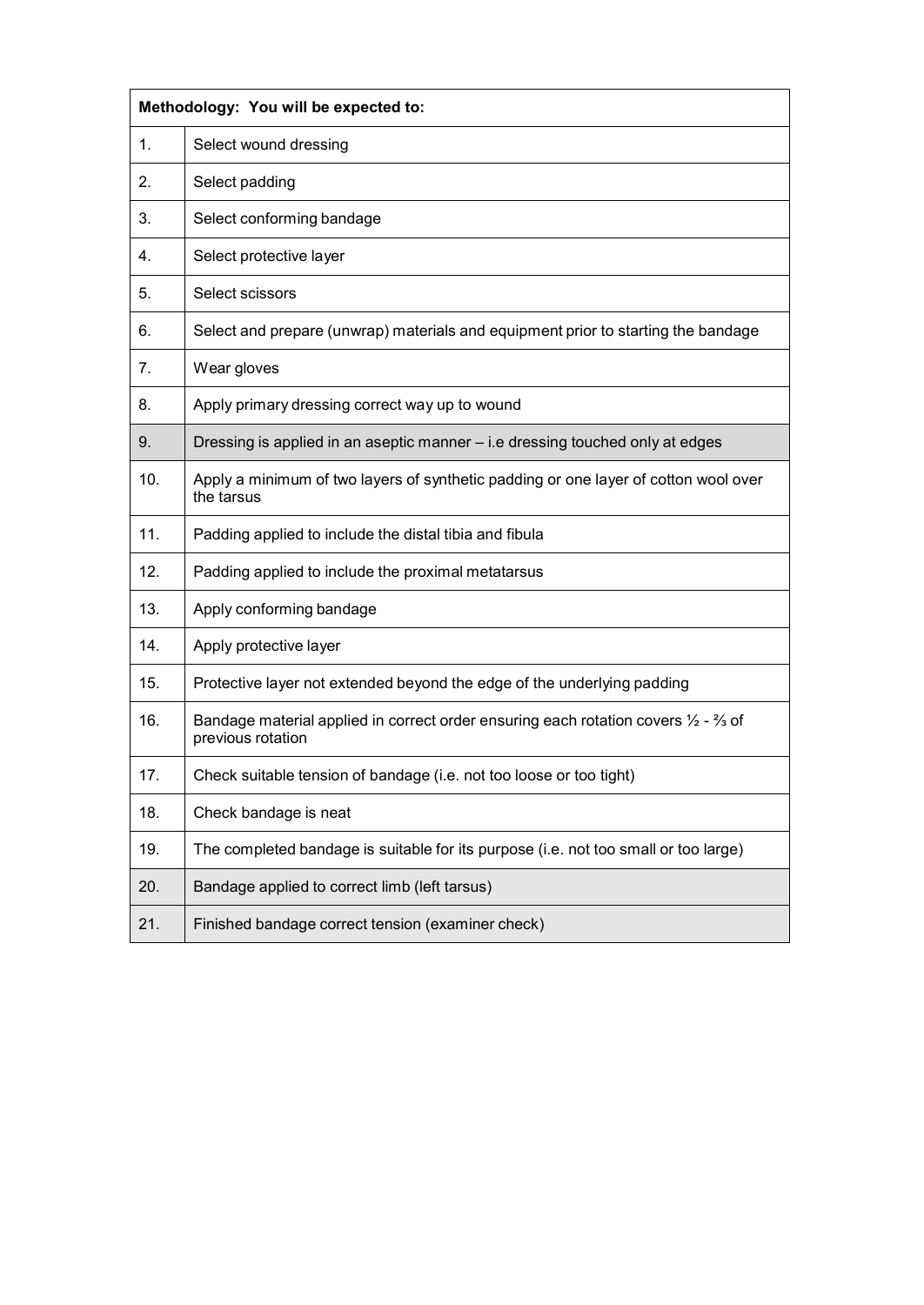| Methodology: You will be expected to: | |
|---|---|
| 1. | Select wound dressing |
| 2. | Select padding |
| 3. | Select conforming bandage |
| 4. | Select protective layer |
| 5. | Select scissors |
| 6. | Select and prepare (unwrap) materials and equipment prior to starting the bandage |
| 7. | Wear gloves |
| 8. | Apply primary dressing correct way up to wound |
| 9. | Dressing is applied in an aseptic manner – i.e dressing touched only at edges |
| 10. | Apply a minimum of two layers of synthetic padding or one layer of cotton wool over the tarsus |
| 11. | Padding applied to include the distal tibia and fibula |
| 12. | Padding applied to include the proximal metatarsus |
| 13. | Apply conforming bandage |
| 14. | Apply protective layer |
| 15. | Protective layer not extended beyond the edge of the underlying padding |
| 16. | Bandage material applied in correct order ensuring each rotation covers ½ - ⅔ of previous rotation |
| 17. | Check suitable tension of bandage (i.e. not too loose or too tight) |
| 18. | Check bandage is neat |
| 19. | The completed bandage is suitable for its purpose (i.e. not too small or too large) |
| 20. | Bandage applied to correct limb (left tarsus) |
| 21. | Finished bandage correct tension (examiner check) |